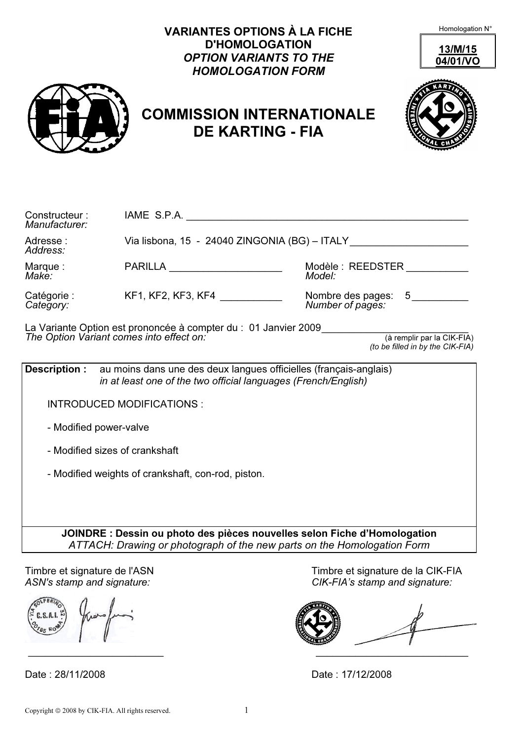Homologation N°

**13/M/15**
**04/01/VO**

# VARIANTES OPTIONS À LA FICHE D'HOMOLOGATION
## *OPTION VARIANTS TO THE HOMOLOGATION FORM*

# COMMISSION INTERNATIONALE DE KARTING - FIA

Constructeur : *Manufacturer:* IAME S.P.A.

Adresse : *Address:* Via lisbona, 15 - 24040 ZINGONIA (BG) – ITALY

Marque : *Make:* PARILLA

Modèle : *Model:* REEDSTER

Catégorie : *Category:* KF1, KF2, KF3, KF4

Nombre des pages: *Number of pages:* 5

La Variante Option est prononcée à compter du : *The Option Variant comes into effect on:* 01 Janvier 2009 (à remplir par la CIK-FIA) *(to be filled in by the CIK-FIA)*

**Description :** au moins dans une des deux langues officielles (français-anglais) *in at least one of the two official languages (French/English)*

INTRODUCED MODIFICATIONS :

- Modified power-valve
- Modified sizes of crankshaft
- Modified weights of crankshaft, con-rod, piston.

**JOINDRE : Dessin ou photo des pièces nouvelles selon Fiche d'Homologation**
*ATTACH: Drawing or photograph of the new parts on the Homologation Form*

Timbre et signature de l'ASN
*ASN's stamp and signature:*

Date : 28/11/2008

Timbre et signature de la CIK-FIA
*CIK-FIA's stamp and signature:*

Date : 17/12/2008

Copyright © 2008 by CIK-FIA. All rights reserved.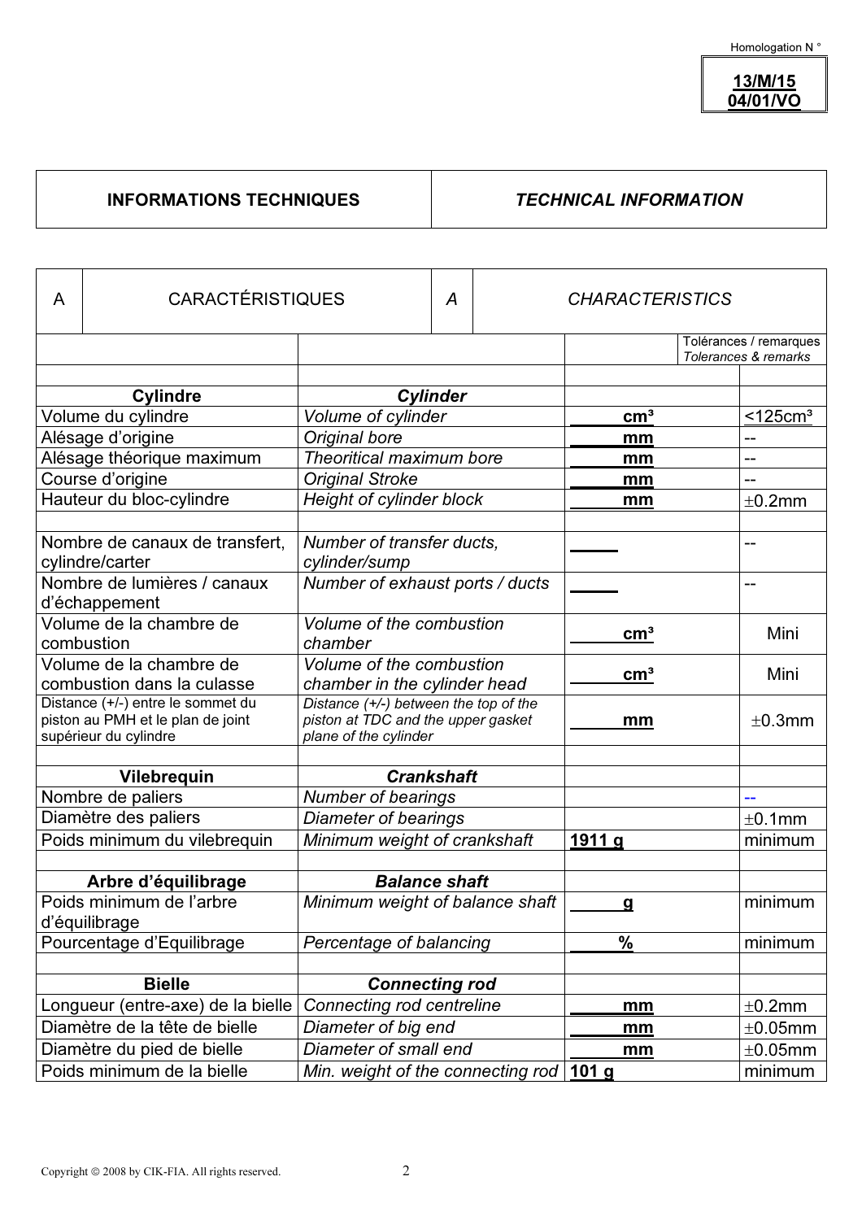Homologation N °

**13/M/15**
**04/01/VO**

| INFORMATIONS TECHNIQUES | *TECHNICAL INFORMATION* |
|---|---|

| A | CARACTÉRISTIQUES | *A* | *CHARACTERISTICS* | |
|---|---|---|---|---|
| | | | | Tolérances / remarques *Tolerances & remarks* |
| **Cylindre** | ***Cylinder*** | | | |
| Volume du cylindre | *Volume of cylinder* | ______cm³ | | <125cm³ |
| Alésage d'origine | *Original bore* | ______mm | | -- |
| Alésage théorique maximum | *Theoritical maximum bore* | ______mm | | -- |
| Course d'origine | *Original Stroke* | ______mm | | -- |
| Hauteur du bloc-cylindre | *Height of cylinder block* | ______mm | | ±0.2mm |
| | | | | |
| Nombre de canaux de transfert, cylindre/carter | *Number of transfer ducts, cylinder/sump* | _____ | | -- |
| Nombre de lumières / canaux d'échappement | *Number of exhaust ports / ducts* | _____ | | -- |
| Volume de la chambre de combustion | *Volume of the combustion chamber* | ______cm³ | | Mini |
| Volume de la chambre de combustion dans la culasse | *Volume of the combustion chamber in the cylinder head* | ______cm³ | | Mini |
| Distance (+/-) entre le sommet du piston au PMH et le plan de joint supérieur du cylindre | *Distance (+/-) between the top of the piston at TDC and the upper gasket plane of the cylinder* | ______mm | | ±0.3mm |
| | | | | |
| **Vilebrequin** | ***Crankshaft*** | | | |
| Nombre de paliers | *Number of bearings* | | | -- |
| Diamètre des paliers | *Diameter of bearings* | | | ±0.1mm |
| Poids minimum du vilebrequin | *Minimum weight of crankshaft* | 1911 g | | minimum |
| | | | | |
| **Arbre d'équilibrage** | ***Balance shaft*** | | | |
| Poids minimum de l'arbre d'équilibrage | *Minimum weight of balance shaft* | ______g | | minimum |
| Pourcentage d'Equilibrage | *Percentage of balancing* | ______% | | minimum |
| | | | | |
| **Bielle** | ***Connecting rod*** | | | |
| Longueur (entre-axe) de la bielle | *Connecting rod centreline* | ______mm | | ±0.2mm |
| Diamètre de la tête de bielle | *Diameter of big end* | ______mm | | ±0.05mm |
| Diamètre du pied de bielle | *Diameter of small end* | ______mm | | ±0.05mm |
| Poids minimum de la bielle | *Min. weight of the connecting rod* | 101 g | | minimum |

Copyright © 2008 by CIK-FIA. All rights reserved.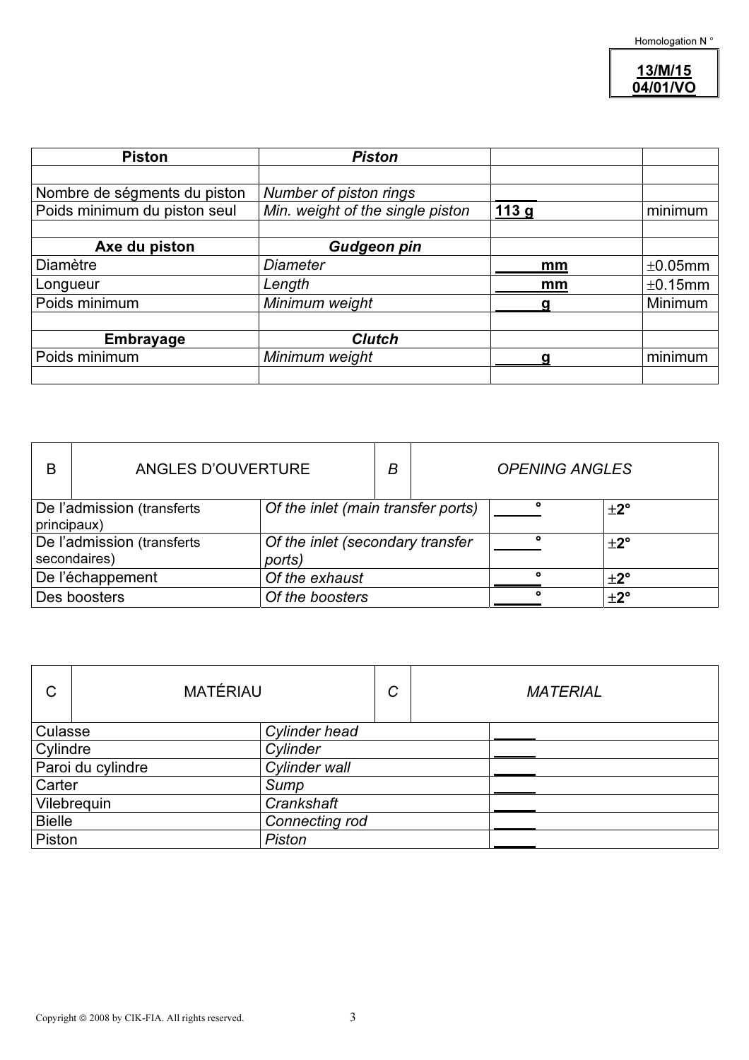Homologation N °

**13/M/15**
**04/01/VO**

| **Piston** | ***Piston*** | | |
|---|---|---|---|
| | | | |
| Nombre de ségments du piston | *Number of piston rings* | _____ | |
| Poids minimum du piston seul | *Min. weight of the single piston* | **113 g** | minimum |
| | | | |
| **Axe du piston** | ***Gudgeon pin*** | | |
| Diamètre | *Diameter* | _____ **mm** | ±0.05mm |
| Longueur | *Length* | _____ **mm** | ±0.15mm |
| Poids minimum | *Minimum weight* | _____ **g** | Minimum |
| | | | |
| **Embrayage** | ***Clutch*** | | |
| Poids minimum | *Minimum weight* | _____ **g** | minimum |
| | | | |

| B | ANGLES D'OUVERTURE | *B* | *OPENING ANGLES* |
|---|---|---|---|

| De l'admission (transferts principaux) | *Of the inlet (main transfer ports)* | _____ ° | ±2° |
|---|---|---|---|
| De l'admission (transferts secondaires) | *Of the inlet (secondary transfer ports)* | _____ ° | ±2° |
| De l'échappement | *Of the exhaust* | _____ ° | ±2° |
| Des boosters | *Of the boosters* | _____ ° | ±2° |

| C | MATÉRIAU | *C* | *MATERIAL* |
|---|---|---|---|

| Culasse | *Cylinder head* | _____ |
|---|---|---|
| Cylindre | *Cylinder* | _____ |
| Paroi du cylindre | *Cylinder wall* | _____ |
| Carter | *Sump* | _____ |
| Vilebrequin | *Crankshaft* | _____ |
| Bielle | *Connecting rod* | _____ |
| Piston | *Piston* | _____ |

Copyright © 2008 by CIK-FIA. All rights reserved.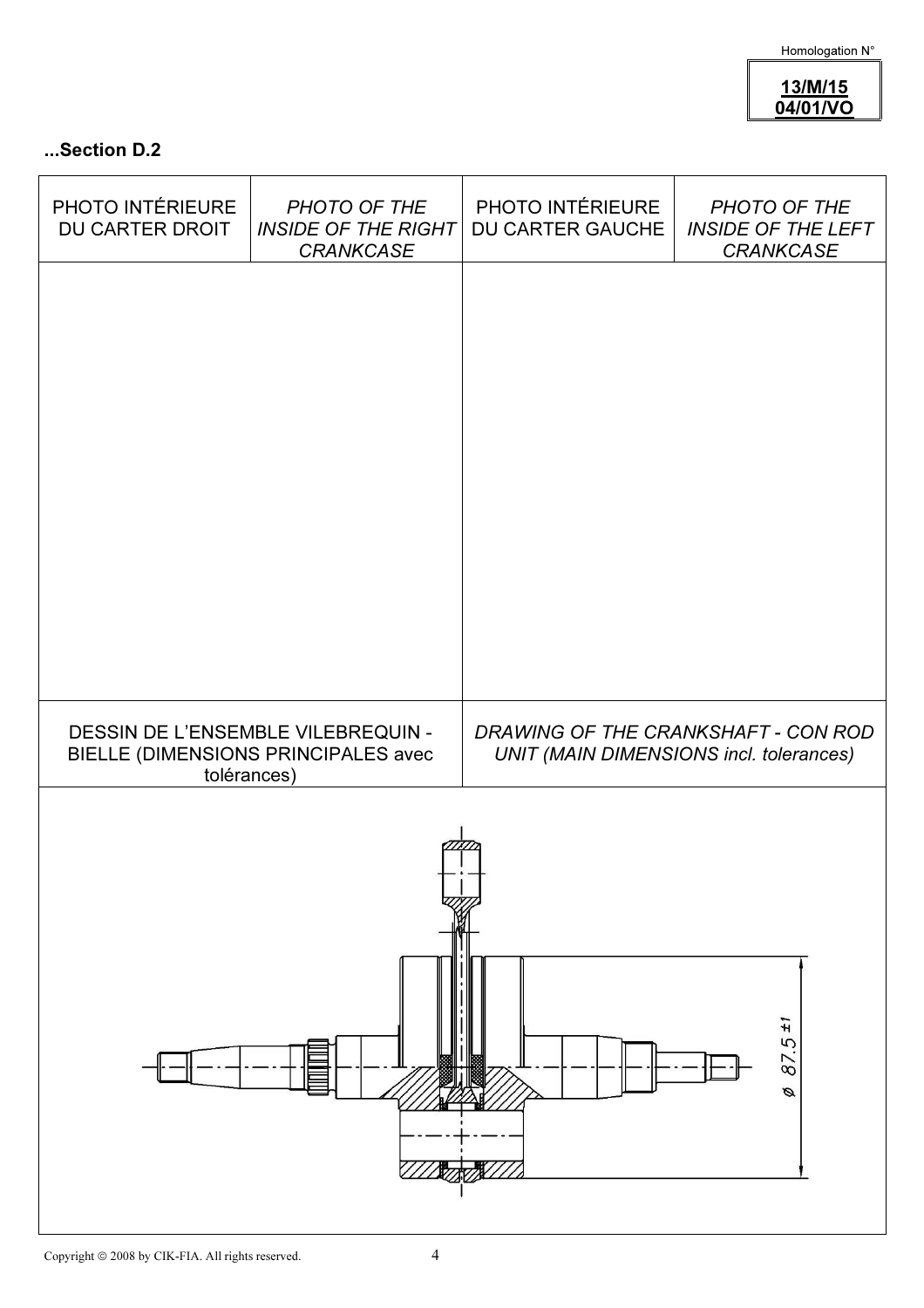Homologation N°

**13/M/15**
**04/01/VO**

**...Section D.2**

| PHOTO INTÉRIEURE DU CARTER DROIT | *PHOTO OF THE INSIDE OF THE RIGHT CRANKCASE* | PHOTO INTÉRIEURE DU CARTER GAUCHE | *PHOTO OF THE INSIDE OF THE LEFT CRANKCASE* |
| --- | --- | --- | --- |
| | | | |

| DESSIN DE L'ENSEMBLE VILEBREQUIN - BIELLE (DIMENSIONS PRINCIPALES avec tolérances) | *DRAWING OF THE CRANKSHAFT - CON ROD UNIT (MAIN DIMENSIONS incl. tolerances)* |
| --- | --- |

ø 87.5 ±1

Copyright © 2008 by CIK-FIA. All rights reserved.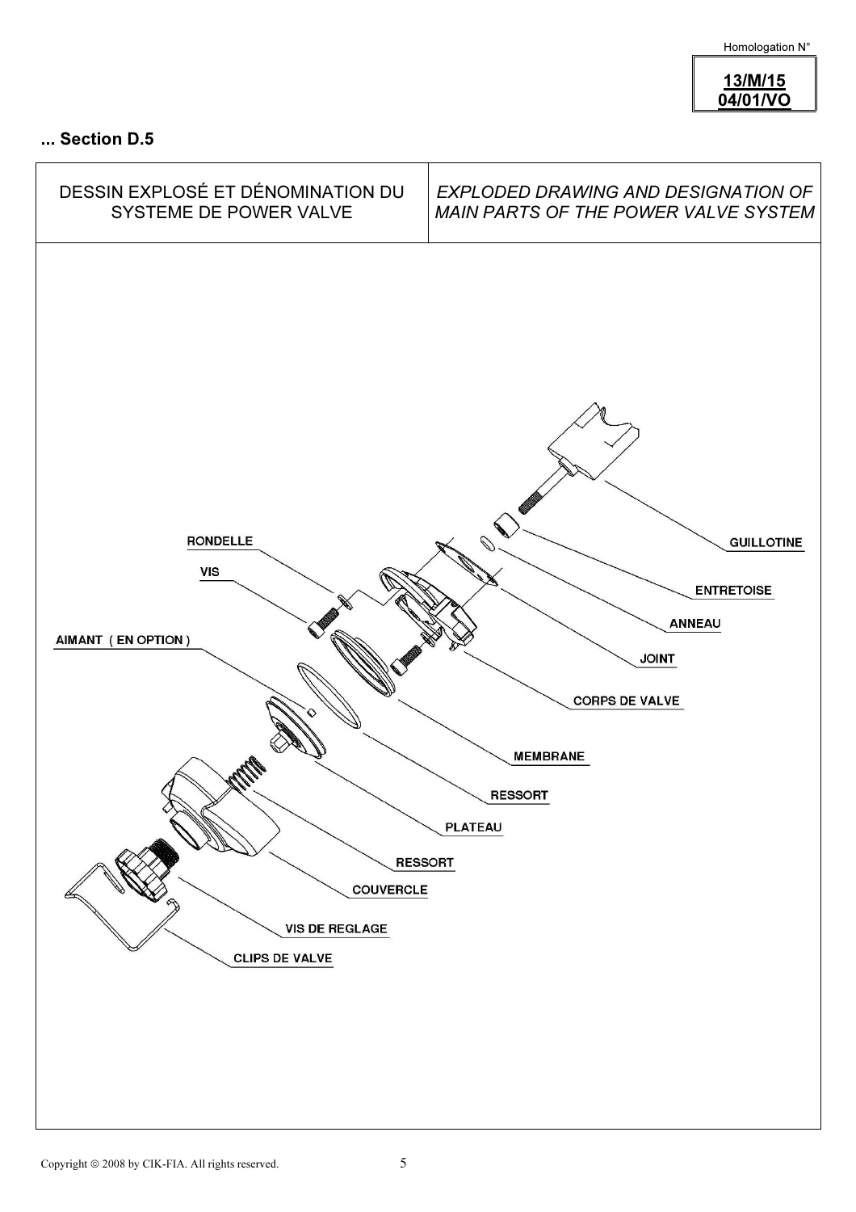Homologation N°

**13/M/15**
**04/01/VO**

**... Section D.5**

| DESSIN EXPLOSÉ ET DÉNOMINATION DU SYSTEME DE POWER VALVE | *EXPLODED DRAWING AND DESIGNATION OF MAIN PARTS OF THE POWER VALVE SYSTEM* |
| --- | --- |

GUILLOTINE

RONDELLE

VIS

ENTRETOISE

ANNEAU

AIMANT ( EN OPTION )

JOINT

CORPS DE VALVE

MEMBRANE

RESSORT

PLATEAU

RESSORT

COUVERCLE

VIS DE REGLAGE

CLIPS DE VALVE

Copyright © 2008 by CIK-FIA. All rights reserved.